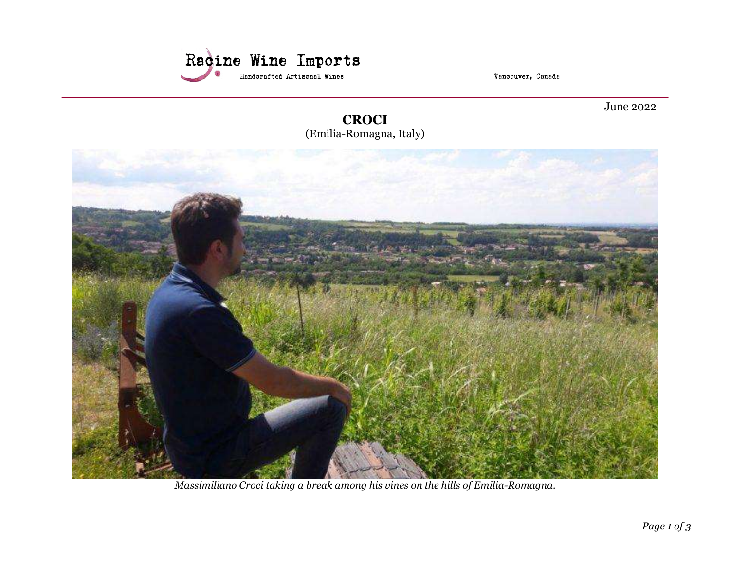Racine Wine Imports

Handcrafted Artisanal Wines

Vancouver, Canada

June 2022

# CROCI
(Emilia-Romagna, Italy)

*Massimiliano Croci taking a break among his vines on the hills of Emilia-Romagna.*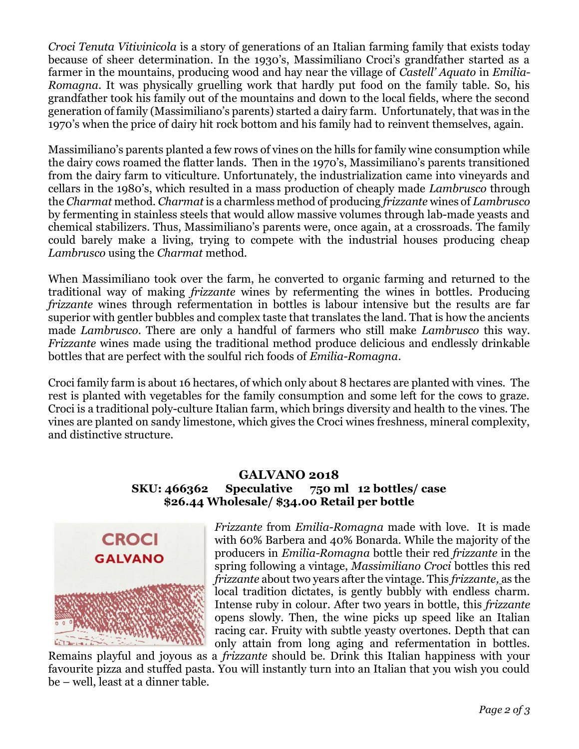*Croci Tenuta Vitivinicola* is a story of generations of an Italian farming family that exists today because of sheer determination. In the 1930's, Massimiliano Croci's grandfather started as a farmer in the mountains, producing wood and hay near the village of *Castell' Aquato* in *Emilia-Romagna*. It was physically gruelling work that hardly put food on the family table. So, his grandfather took his family out of the mountains and down to the local fields, where the second generation of family (Massimiliano's parents) started a dairy farm. Unfortunately, that was in the 1970's when the price of dairy hit rock bottom and his family had to reinvent themselves, again.

Massimiliano's parents planted a few rows of vines on the hills for family wine consumption while the dairy cows roamed the flatter lands. Then in the 1970's, Massimiliano's parents transitioned from the dairy farm to viticulture. Unfortunately, the industrialization came into vineyards and cellars in the 1980's, which resulted in a mass production of cheaply made *Lambrusco* through the *Charmat* method. *Charmat* is a charmless method of producing *frizzante* wines of *Lambrusco* by fermenting in stainless steels that would allow massive volumes through lab-made yeasts and chemical stabilizers. Thus, Massimiliano's parents were, once again, at a crossroads. The family could barely make a living, trying to compete with the industrial houses producing cheap *Lambrusco* using the *Charmat* method.

When Massimiliano took over the farm, he converted to organic farming and returned to the traditional way of making *frizzante* wines by refermenting the wines in bottles. Producing *frizzante* wines through refermentation in bottles is labour intensive but the results are far superior with gentler bubbles and complex taste that translates the land. That is how the ancients made *Lambrusco*. There are only a handful of farmers who still make *Lambrusco* this way. *Frizzante* wines made using the traditional method produce delicious and endlessly drinkable bottles that are perfect with the soulful rich foods of *Emilia-Romagna*.

Croci family farm is about 16 hectares, of which only about 8 hectares are planted with vines. The rest is planted with vegetables for the family consumption and some left for the cows to graze. Croci is a traditional poly-culture Italian farm, which brings diversity and health to the vines. The vines are planted on sandy limestone, which gives the Croci wines freshness, mineral complexity, and distinctive structure.

## GALVANO 2018

**SKU: 466362 Speculative 750 ml 12 bottles/ case**
**$26.44 Wholesale/ $34.00 Retail per bottle**

*Frizzante* from *Emilia-Romagna* made with love. It is made with 60% Barbera and 40% Bonarda. While the majority of the producers in *Emilia-Romagna* bottle their red *frizzante* in the spring following a vintage, *Massimiliano Croci* bottles this red *frizzante* about two years after the vintage. This *frizzante*, as the local tradition dictates, is gently bubbly with endless charm. Intense ruby in colour. After two years in bottle, this *frizzante* opens slowly. Then, the wine picks up speed like an Italian racing car. Fruity with subtle yeasty overtones. Depth that can only attain from long aging and refermentation in bottles. Remains playful and joyous as a *frizzante* should be. Drink this Italian happiness with your favourite pizza and stuffed pasta. You will instantly turn into an Italian that you wish you could be – well, least at a dinner table.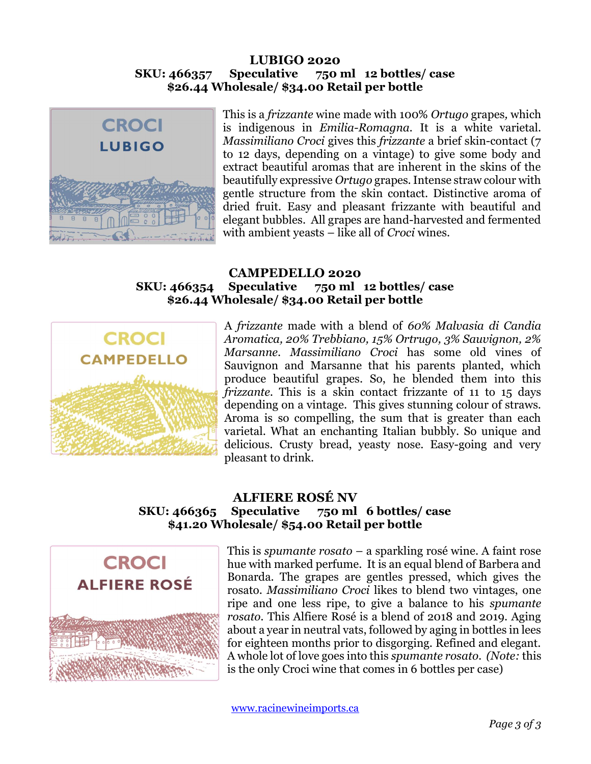## LUBIGO 2020

**SKU: 466357 Speculative 750 ml 12 bottles/ case**
**$26.44 Wholesale/ $34.00 Retail per bottle**

CROCI
LUBIGO

This is a *frizzante* wine made with 100% *Ortugo* grapes, which is indigenous in *Emilia-Romagna*. It is a white varietal. *Massimiliano Croci* gives this *frizzante* a brief skin-contact (7 to 12 days, depending on a vintage) to give some body and extract beautiful aromas that are inherent in the skins of the beautifully expressive *Ortugo* grapes. Intense straw colour with gentle structure from the skin contact. Distinctive aroma of dried fruit. Easy and pleasant frizzante with beautiful and elegant bubbles. All grapes are hand-harvested and fermented with ambient yeasts – like all of *Croci* wines.

## CAMPEDELLO 2020

**SKU: 466354 Speculative 750 ml 12 bottles/ case**
**$26.44 Wholesale/ $34.00 Retail per bottle**

CROCI
CAMPEDELLO

A *frizzante* made with a blend of *60% Malvasia di Candia Aromatica, 20% Trebbiano, 15% Ortrugo, 3% Sauvignon, 2% Marsanne*. *Massimiliano Croci* has some old vines of Sauvignon and Marsanne that his parents planted, which produce beautiful grapes. So, he blended them into this *frizzante*. This is a skin contact frizzante of 11 to 15 days depending on a vintage. This gives stunning colour of straws. Aroma is so compelling, the sum that is greater than each varietal. What an enchanting Italian bubbly. So unique and delicious. Crusty bread, yeasty nose. Easy-going and very pleasant to drink.

## ALFIERE ROSÉ NV

**SKU: 466365 Speculative 750 ml 6 bottles/ case**
**$41.20 Wholesale/ $54.00 Retail per bottle**

CROCI
ALFIERE ROSÉ

This is *spumante rosato* – a sparkling rosé wine. A faint rose hue with marked perfume. It is an equal blend of Barbera and Bonarda. The grapes are gentles pressed, which gives the rosato. *Massimiliano Croci* likes to blend two vintages, one ripe and one less ripe, to give a balance to his *spumante rosato*. This Alfiere Rosé is a blend of 2018 and 2019. Aging about a year in neutral vats, followed by aging in bottles in lees for eighteen months prior to disgorging. Refined and elegant. A whole lot of love goes into this *spumante rosato*. *(Note:* this is the only Croci wine that comes in 6 bottles per case)

www.racinewineimports.ca